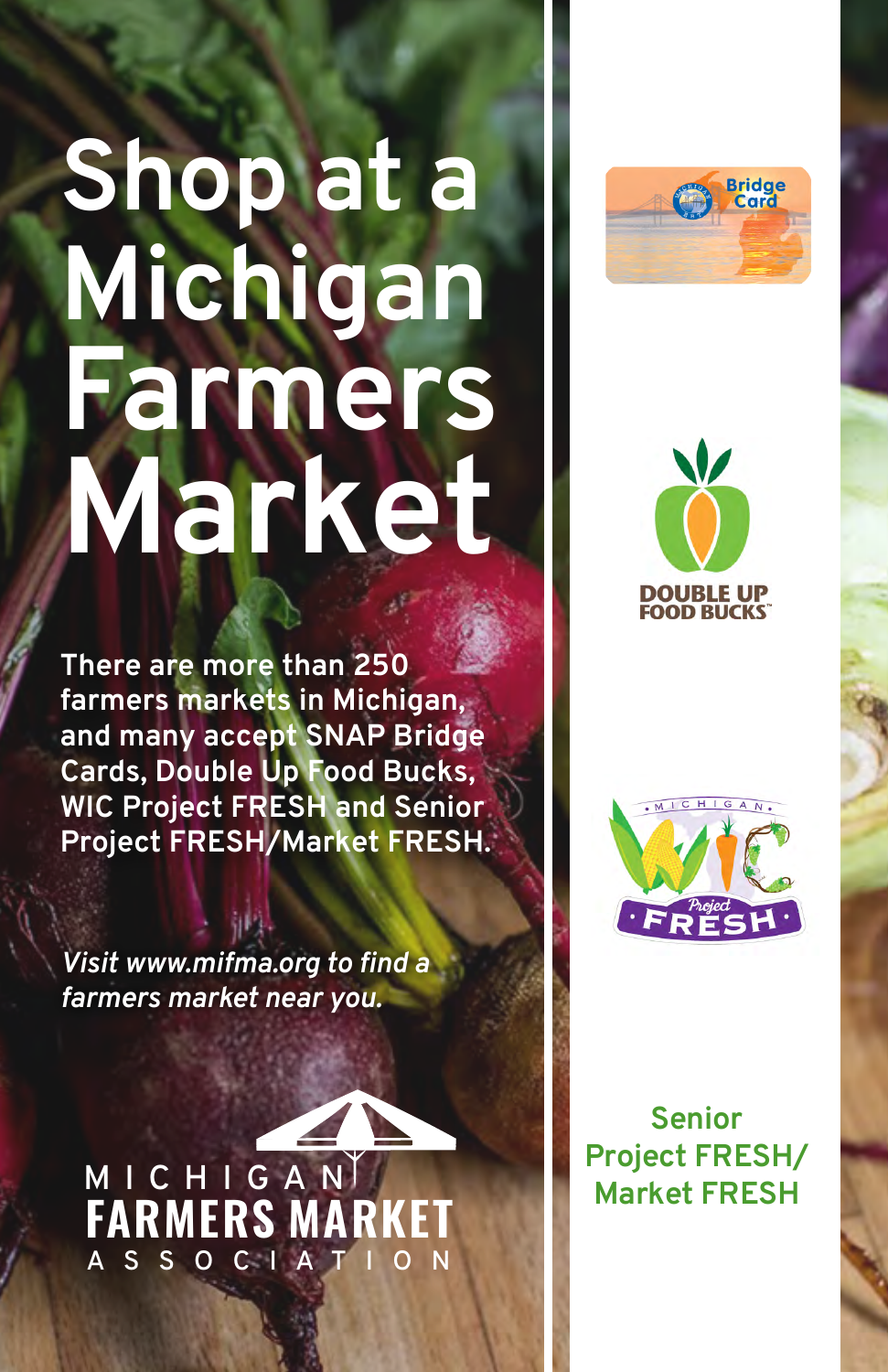# Shop at a Michigan Farmers Market

**There are more than 250 farmers markets in Michigan, and many accept SNAP Bridge Cards, Double Up Food Bucks, WIC Project FRESH and Senior Project FRESH/Market FRESH.**

*Visit www.mifma.org to find a farmers market near you.*

MICHIGAN FARMERS MARKET ASSOCIATION

Bridge Card

DOUBLE UP FOOD BUCKS™

MICHIGAN WIC Project FRESH

Senior Project FRESH/ Market FRESH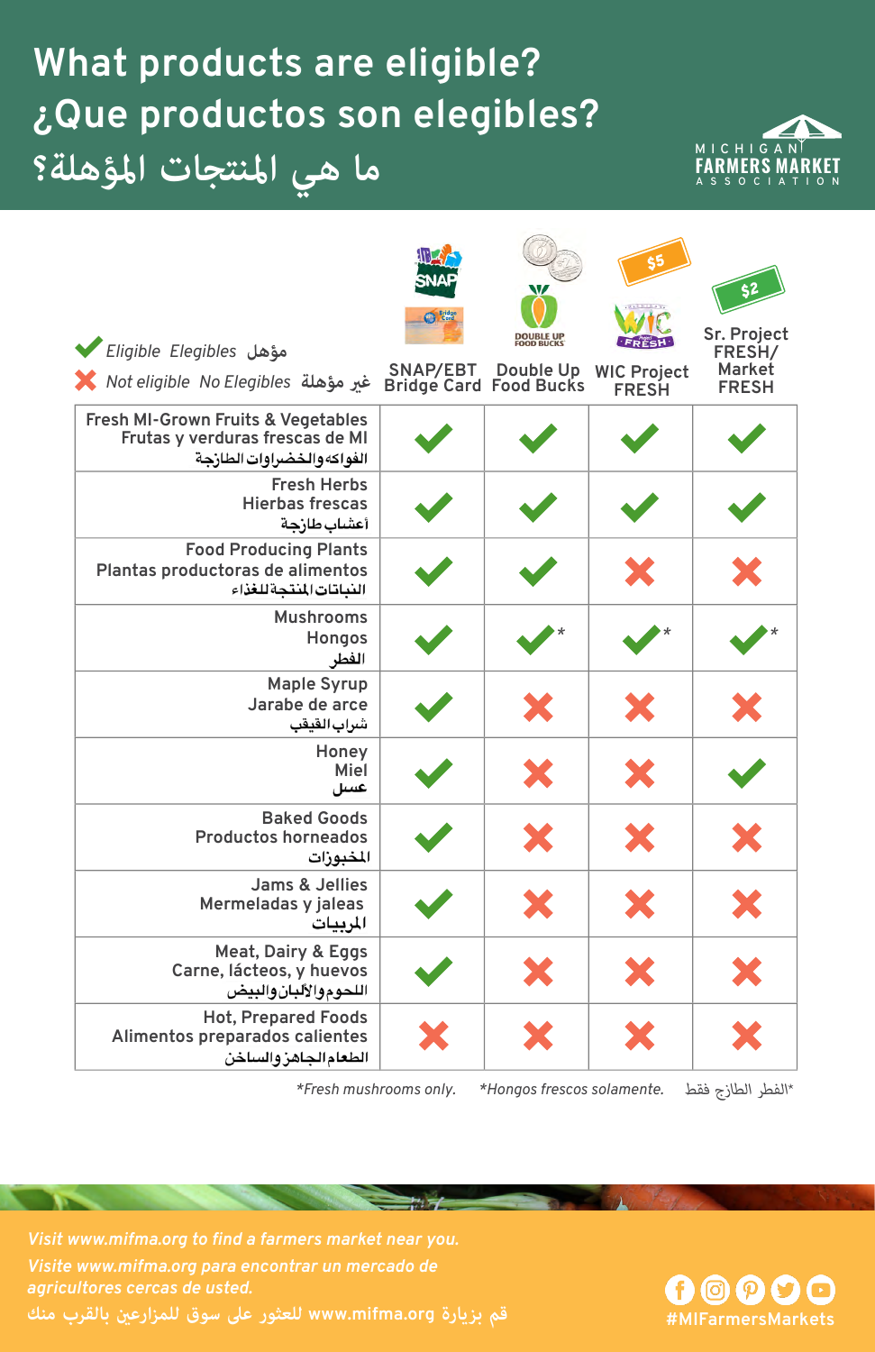# What products are eligible?
# ¿Que productos son elegibles?
# ما هي المنتجات المؤهلة؟

MICHIGAN FARMERS MARKET ASSOCIATION

✔ *Eligible Elegibles* مؤهل
✘ *Not eligible No Elegibles* غير مؤهل

| | SNAP/EBT Bridge Card | Double Up Food Bucks | WIC Project FRESH | Sr. Project FRESH/ Market FRESH |
|---|---|---|---|---|
| Fresh MI-Grown Fruits & Vegetables<br>Frutas y verduras frescas de MI<br>الفواكه والخضراوات الطازجة | ✔ | ✔ | ✔ | ✔ |
| Fresh Herbs<br>Hierbas frescas<br>أعشاب طازجة | ✔ | ✔ | ✔ | ✔ |
| Food Producing Plants<br>Plantas productoras de alimentos<br>النباتات المنتجة للغذاء | ✔ | ✔ | ✘ | ✘ |
| Mushrooms<br>Hongos<br>الفطر | ✔ | ✔* | ✔* | ✔* |
| Maple Syrup<br>Jarabe de arce<br>شراب القيقب | ✔ | ✘ | ✘ | ✘ |
| Honey<br>Miel<br>عسل | ✔ | ✘ | ✘ | ✔ |
| Baked Goods<br>Productos horneados<br>المخبوزات | ✔ | ✘ | ✘ | ✘ |
| Jams & Jellies<br>Mermeladas y jaleas<br>المربيات | ✔ | ✘ | ✘ | ✘ |
| Meat, Dairy & Eggs<br>Carne, lácteos, y huevos<br>اللحوم والألبان والبيض | ✔ | ✘ | ✘ | ✘ |
| Hot, Prepared Foods<br>Alimentos preparados calientes<br>الطعام الجاهز والساخن | ✘ | ✘ | ✘ | ✘ |

*\*Fresh mushrooms only. \*Hongos frescos solamente.* \*الفطر الطازج فقط

*Visit www.mifma.org to find a farmers market near you.*
*Visite www.mifma.org para encontrar un mercado de agricultores cercas de usted.*
قم بزيارة www.mifma.org للعثور على سوق للمزارعين بالقرب منك

#MIFarmersMarkets